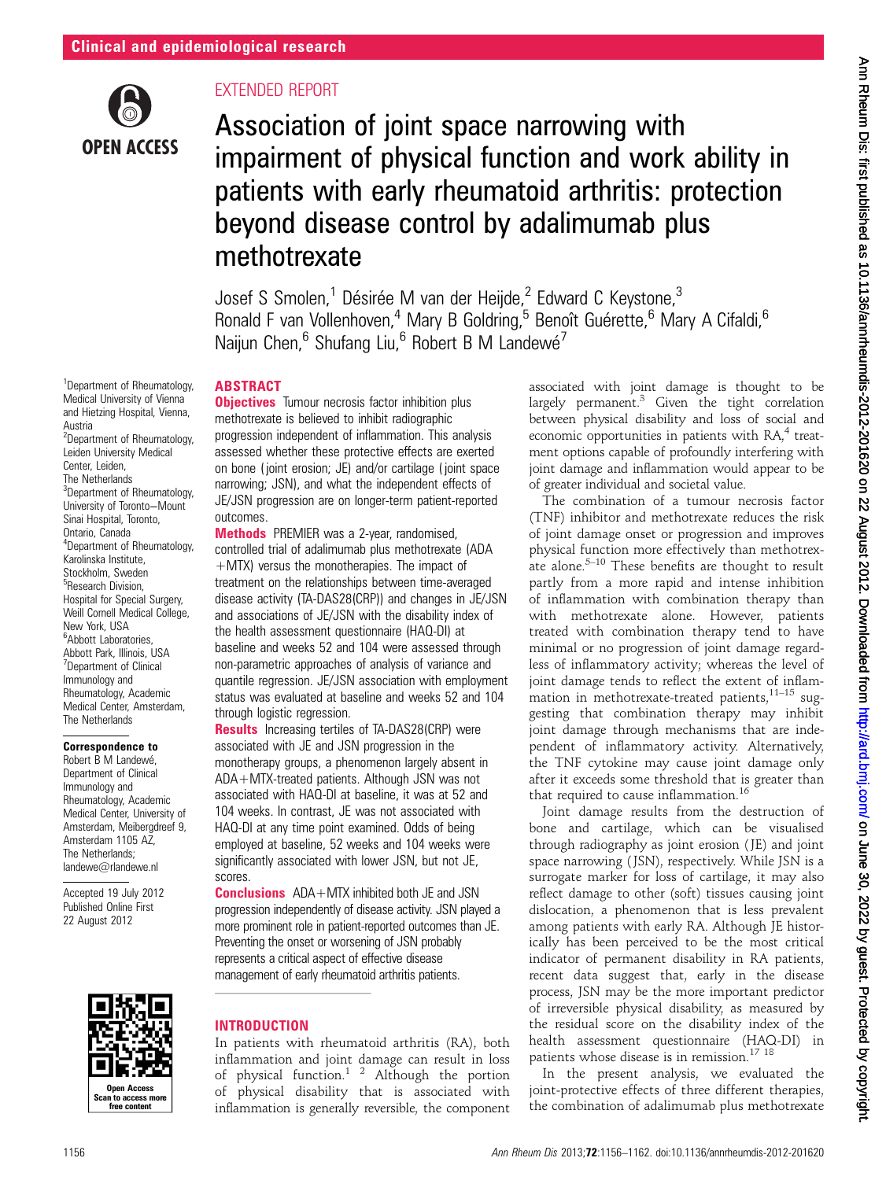Clinical and epidemiological research

EXTENDED REPORT

# Association of joint space narrowing with impairment of physical function and work ability in patients with early rheumatoid arthritis: protection beyond disease control by adalimumab plus methotrexate

Josef S Smolen,[1] Désirée M van der Heijde,[2] Edward C Keystone,[3] Ronald F van Vollenhoven,[4] Mary B Goldring,[5] Benoît Guérette,[6] Mary A Cifaldi,[6] Naijun Chen,[6] Shufang Liu,[6] Robert B M Landewé[7]

[1]Department of Rheumatology, Medical University of Vienna and Hietzing Hospital, Vienna, Austria
[2]Department of Rheumatology, Leiden University Medical Center, Leiden, The Netherlands
[3]Department of Rheumatology, University of Toronto–Mount Sinai Hospital, Toronto, Ontario, Canada
[4]Department of Rheumatology, Karolinska Institute, Stockholm, Sweden
[5]Research Division, Hospital for Special Surgery, Weill Cornell Medical College, New York, New York, USA
[6]Abbott Laboratories, Abbott Park, Illinois, USA
[7]Department of Clinical Immunology and Rheumatology, Academic Medical Center, Amsterdam, The Netherlands

**Correspondence to**
Robert B M Landewé, Department of Clinical Immunology and Rheumatology, Academic Medical Center, University of Amsterdam, Meibergdreef 9, Amsterdam 1105 AZ, The Netherlands; landewe@rlandewe.nl

Accepted 19 July 2012
Published Online First 22 August 2012

## ABSTRACT

**Objectives** Tumour necrosis factor inhibition plus methotrexate is believed to inhibit radiographic progression independent of inflammation. This analysis assessed whether these protective effects are exerted on bone (joint erosion; JE) and/or cartilage (joint space narrowing; JSN), and what the independent effects of JE/JSN progression are on longer-term patient-reported outcomes.

**Methods** PREMIER was a 2-year, randomised, controlled trial of adalimumab plus methotrexate (ADA+MTX) versus the monotherapies. The impact of treatment on the relationships between time-averaged disease activity (TA-DAS28(CRP)) and changes in JE/JSN and associations of JE/JSN with the disability index of the health assessment questionnaire (HAQ-DI) at baseline and weeks 52 and 104 were assessed through non-parametric approaches of analysis of variance and quantile regression. JE/JSN association with employment status was evaluated at baseline and weeks 52 and 104 through logistic regression.

**Results** Increasing tertiles of TA-DAS28(CRP) were associated with JE and JSN progression in the monotherapy groups, a phenomenon largely absent in ADA+MTX-treated patients. Although JSN was not associated with HAQ-DI at baseline, it was at 52 and 104 weeks. In contrast, JE was not associated with HAQ-DI at any time point examined. Odds of being employed at baseline, 52 weeks and 104 weeks were significantly associated with lower JSN, but not JE, scores.

**Conclusions** ADA+MTX inhibited both JE and JSN progression independently of disease activity. JSN played a more prominent role in patient-reported outcomes than JE. Preventing the onset or worsening of JSN probably represents a critical aspect of effective disease management of early rheumatoid arthritis patients.

## INTRODUCTION

In patients with rheumatoid arthritis (RA), both inflammation and joint damage can result in loss of physical function.[1 2] Although the portion of physical disability that is associated with inflammation is generally reversible, the component associated with joint damage is thought to be largely permanent.[3] Given the tight correlation between physical disability and loss of social and economic opportunities in patients with RA,[4] treatment options capable of profoundly interfering with joint damage and inflammation would appear to be of greater individual and societal value.

The combination of a tumour necrosis factor (TNF) inhibitor and methotrexate reduces the risk of joint damage onset or progression and improves physical function more effectively than methotrexate alone.[5–10] These benefits are thought to result partly from a more rapid and intense inhibition of inflammation with combination therapy than with methotrexate alone. However, patients treated with combination therapy tend to have minimal or no progression of joint damage regardless of inflammatory activity; whereas the level of joint damage tends to reflect the extent of inflammation in methotrexate-treated patients,[11–15] suggesting that combination therapy may inhibit joint damage through mechanisms that are independent of inflammatory activity. Alternatively, the TNF cytokine may cause joint damage only after it exceeds some threshold that is greater than that required to cause inflammation.[16]

Joint damage results from the destruction of bone and cartilage, which can be visualised through radiography as joint erosion (JE) and joint space narrowing (JSN), respectively. While JSN is a surrogate marker for loss of cartilage, it may also reflect damage to other (soft) tissues causing joint dislocation, a phenomenon that is less prevalent among patients with early RA. Although JE historically has been perceived to be the most critical indicator of permanent disability in RA patients, recent data suggest that, early in the disease process, JSN may be the more important predictor of irreversible physical disability, as measured by the residual score on the disability index of the health assessment questionnaire (HAQ-DI) in patients whose disease is in remission.[17 18]

In the present analysis, we evaluated the joint-protective effects of three different therapies, the combination of adalimumab plus methotrexate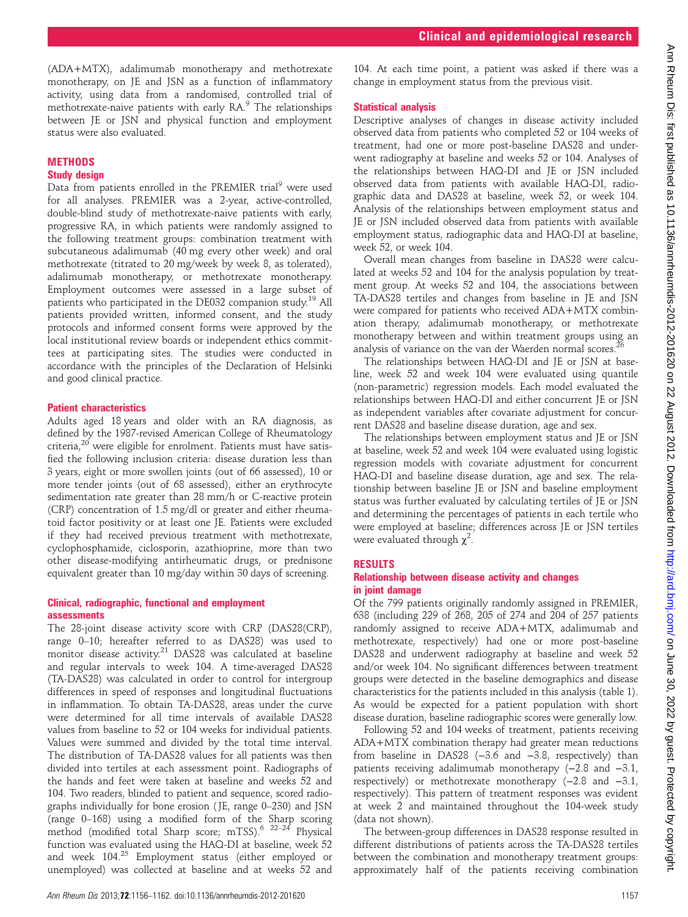(ADA+MTX), adalimumab monotherapy and methotrexate monotherapy, on JE and JSN as a function of inflammatory activity, using data from a randomised, controlled trial of methotrexate-naive patients with early RA.[9] The relationships between JE or JSN and physical function and employment status were also evaluated.

## METHODS

### Study design

Data from patients enrolled in the PREMIER trial[9] were used for all analyses. PREMIER was a 2-year, active-controlled, double-blind study of methotrexate-naive patients with early, progressive RA, in which patients were randomly assigned to the following treatment groups: combination treatment with subcutaneous adalimumab (40 mg every other week) and oral methotrexate (titrated to 20 mg/week by week 8, as tolerated), adalimumab monotherapy, or methotrexate monotherapy. Employment outcomes were assessed in a large subset of patients who participated in the DE032 companion study.[19] All patients provided written, informed consent, and the study protocols and informed consent forms were approved by the local institutional review boards or independent ethics committees at participating sites. The studies were conducted in accordance with the principles of the Declaration of Helsinki and good clinical practice.

### Patient characteristics

Adults aged 18 years and older with an RA diagnosis, as defined by the 1987-revised American College of Rheumatology criteria,[20] were eligible for enrolment. Patients must have satisfied the following inclusion criteria: disease duration less than 3 years, eight or more swollen joints (out of 66 assessed), 10 or more tender joints (out of 68 assessed), either an erythrocyte sedimentation rate greater than 28 mm/h or C-reactive protein (CRP) concentration of 1.5 mg/dl or greater and either rheumatoid factor positivity or at least one JE. Patients were excluded if they had received previous treatment with methotrexate, cyclophosphamide, ciclosporin, azathioprine, more than two other disease-modifying antirheumatic drugs, or prednisone equivalent greater than 10 mg/day within 30 days of screening.

### Clinical, radiographic, functional and employment assessments

The 28-joint disease activity score with CRP (DAS28(CRP), range 0–10; hereafter referred to as DAS28) was used to monitor disease activity.[21] DAS28 was calculated at baseline and regular intervals to week 104. A time-averaged DAS28 (TA-DAS28) was calculated in order to control for intergroup differences in speed of responses and longitudinal fluctuations in inflammation. To obtain TA-DAS28, areas under the curve were determined for all time intervals of available DAS28 values from baseline to 52 or 104 weeks for individual patients. Values were summed and divided by the total time interval. The distribution of TA-DAS28 values for all patients was then divided into tertiles at each assessment point. Radiographs of the hands and feet were taken at baseline and weeks 52 and 104. Two readers, blinded to patient and sequence, scored radiographs individually for bone erosion (JE, range 0–230) and JSN (range 0–168) using a modified form of the Sharp scoring method (modified total Sharp score; mTSS).[6 22–24] Physical function was evaluated using the HAQ-DI at baseline, week 52 and week 104.[25] Employment status (either employed or unemployed) was collected at baseline and at weeks 52 and 104. At each time point, a patient was asked if there was a change in employment status from the previous visit.

### Statistical analysis

Descriptive analyses of changes in disease activity included observed data from patients who completed 52 or 104 weeks of treatment, had one or more post-baseline DAS28 and underwent radiography at baseline and weeks 52 or 104. Analyses of the relationships between HAQ-DI and JE or JSN included observed data from patients with available HAQ-DI, radiographic data and DAS28 at baseline, week 52, or week 104. Analysis of the relationships between employment status and JE or JSN included observed data from patients with available employment status, radiographic data and HAQ-DI at baseline, week 52, or week 104.

Overall mean changes from baseline in DAS28 were calculated at weeks 52 and 104 for the analysis population by treatment group. At weeks 52 and 104, the associations between TA-DAS28 tertiles and changes from baseline in JE and JSN were compared for patients who received ADA+MTX combination therapy, adalimumab monotherapy, or methotrexate monotherapy between and within treatment groups using an analysis of variance on the van der Waerden normal scores.[26]

The relationships between HAQ-DI and JE or JSN at baseline, week 52 and week 104 were evaluated using quantile (non-parametric) regression models. Each model evaluated the relationships between HAQ-DI and either concurrent JE or JSN as independent variables after covariate adjustment for concurrent DAS28 and baseline disease duration, age and sex.

The relationships between employment status and JE or JSN at baseline, week 52 and week 104 were evaluated using logistic regression models with covariate adjustment for concurrent HAQ-DI and baseline disease duration, age and sex. The relationship between baseline JE or JSN and baseline employment status was further evaluated by calculating tertiles of JE or JSN and determining the percentages of patients in each tertile who were employed at baseline; differences across JE or JSN tertiles were evaluated through $\chi^2$.

## RESULTS

### Relationship between disease activity and changes in joint damage

Of the 799 patients originally randomly assigned in PREMIER, 638 (including 229 of 268, 205 of 274 and 204 of 257 patients randomly assigned to receive ADA+MTX, adalimumab and methotrexate, respectively) had one or more post-baseline DAS28 and underwent radiography at baseline and week 52 and/or week 104. No significant differences between treatment groups were detected in the baseline demographics and disease characteristics for the patients included in this analysis (table 1). As would be expected for a patient population with short disease duration, baseline radiographic scores were generally low.

Following 52 and 104 weeks of treatment, patients receiving ADA+MTX combination therapy had greater mean reductions from baseline in DAS28 (−3.6 and −3.8, respectively) than patients receiving adalimumab monotherapy (−2.8 and −3.1, respectively) or methotrexate monotherapy (−2.8 and −3.1, respectively). This pattern of treatment responses was evident at week 2 and maintained throughout the 104-week study (data not shown).

The between-group differences in DAS28 response resulted in different distributions of patients across the TA-DAS28 tertiles between the combination and monotherapy treatment groups: approximately half of the patients receiving combination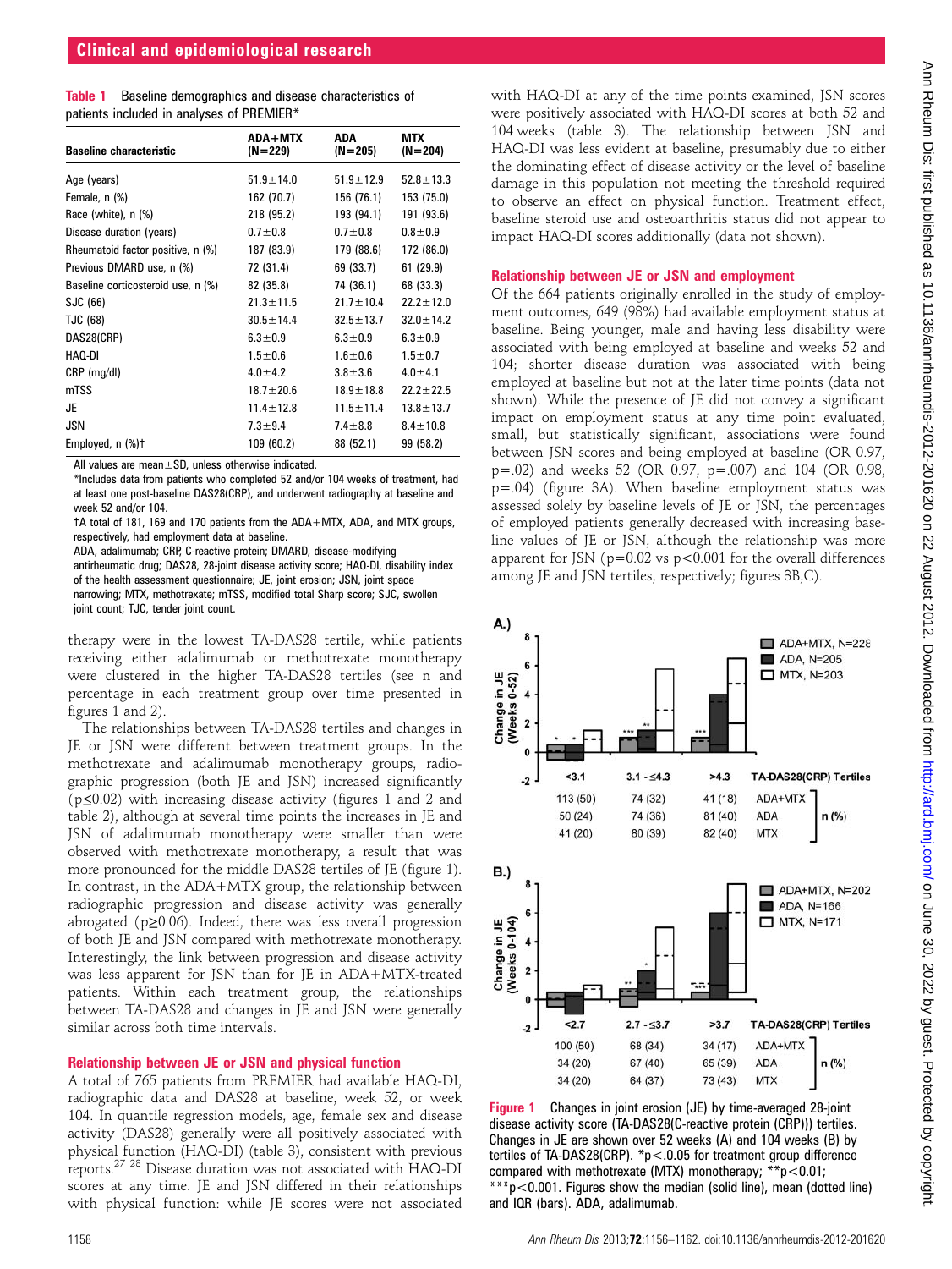**Table 1** Baseline demographics and disease characteristics of patients included in analyses of PREMIER*

| Baseline characteristic | ADA+MTX (N=229) | ADA (N=205) | MTX (N=204) |
|---|---|---|---|
| Age (years) | 51.9±14.0 | 51.9±12.9 | 52.8±13.3 |
| Female, n (%) | 162 (70.7) | 156 (76.1) | 153 (75.0) |
| Race (white), n (%) | 218 (95.2) | 193 (94.1) | 191 (93.6) |
| Disease duration (years) | 0.7±0.8 | 0.7±0.8 | 0.8±0.9 |
| Rheumatoid factor positive, n (%) | 187 (83.9) | 179 (88.6) | 172 (86.0) |
| Previous DMARD use, n (%) | 72 (31.4) | 69 (33.7) | 61 (29.9) |
| Baseline corticosteroid use, n (%) | 82 (35.8) | 74 (36.1) | 68 (33.3) |
| SJC (66) | 21.3±11.5 | 21.7±10.4 | 22.2±12.0 |
| TJC (68) | 30.5±14.4 | 32.5±13.7 | 32.0±14.2 |
| DAS28(CRP) | 6.3±0.9 | 6.3±0.9 | 6.3±0.9 |
| HAQ-DI | 1.5±0.6 | 1.6±0.6 | 1.5±0.7 |
| CRP (mg/dl) | 4.0±4.2 | 3.8±3.6 | 4.0±4.1 |
| mTSS | 18.7±20.6 | 18.9±18.8 | 22.2±22.5 |
| JE | 11.4±12.8 | 11.5±11.4 | 13.8±13.7 |
| JSN | 7.3±9.4 | 7.4±8.8 | 8.4±10.8 |
| Employed, n (%)† | 109 (60.2) | 88 (52.1) | 99 (58.2) |

All values are mean±SD, unless otherwise indicated.
*Includes data from patients who completed 52 and/or 104 weeks of treatment, had at least one post-baseline DAS28(CRP), and underwent radiography at baseline and week 52 and/or 104.
†A total of 181, 169 and 170 patients from the ADA+MTX, ADA, and MTX groups, respectively, had employment data at baseline.
ADA, adalimumab; CRP, C-reactive protein; DMARD, disease-modifying antirheumatic drug; DAS28, 28-joint disease activity score; HAQ-DI, disability index of the health assessment questionnaire; JE, joint erosion; JSN, joint space narrowing; MTX, methotrexate; mTSS, modified total Sharp score; SJC, swollen joint count; TJC, tender joint count.

therapy were in the lowest TA-DAS28 tertile, while patients receiving either adalimumab or methotrexate monotherapy were clustered in the higher TA-DAS28 tertiles (see n and percentage in each treatment group over time presented in figures 1 and 2).

The relationships between TA-DAS28 tertiles and changes in JE or JSN were different between treatment groups. In the methotrexate and adalimumab monotherapy groups, radiographic progression (both JE and JSN) increased significantly ($p \leq 0.02$) with increasing disease activity (figures 1 and 2 and table 2), although at several time points the increases in JE and JSN of adalimumab monotherapy were smaller than were observed with methotrexate monotherapy, a result that was more pronounced for the middle DAS28 tertiles of JE (figure 1). In contrast, in the ADA+MTX group, the relationship between radiographic progression and disease activity was generally abrogated ($p \geq 0.06$). Indeed, there was less overall progression of both JE and JSN compared with methotrexate monotherapy. Interestingly, the link between progression and disease activity was less apparent for JSN than for JE in ADA+MTX-treated patients. Within each treatment group, the relationships between TA-DAS28 and changes in JE and JSN were generally similar across both time intervals.

## Relationship between JE or JSN and physical function

A total of 765 patients from PREMIER had available HAQ-DI, radiographic data and DAS28 at baseline, week 52, or week 104. In quantile regression models, age, female sex and disease activity (DAS28) generally were all positively associated with physical function (HAQ-DI) (table 3), consistent with previous reports.[27 28] Disease duration was not associated with HAQ-DI scores at any time. JE and JSN differed in their relationships with physical function: while JE scores were not associated with HAQ-DI at any of the time points examined, JSN scores were positively associated with HAQ-DI scores at both 52 and 104 weeks (table 3). The relationship between JSN and HAQ-DI was less evident at baseline, presumably due to either the dominating effect of disease activity or the level of baseline damage in this population not meeting the threshold required to observe an effect on physical function. Treatment effect, baseline steroid use and osteoarthritis status did not appear to impact HAQ-DI scores additionally (data not shown).

## Relationship between JE or JSN and employment

Of the 664 patients originally enrolled in the study of employment outcomes, 649 (98%) had available employment status at baseline. Being younger, male and having less disability were associated with being employed at baseline and weeks 52 and 104; shorter disease duration was associated with being employed at baseline but not at the later time points (data not shown). While the presence of JE did not convey a significant impact on employment status at any time point evaluated, small, but statistically significant, associations were found between JSN scores and being employed at baseline (OR 0.97, p=.02) and weeks 52 (OR 0.97, p=.007) and 104 (OR 0.98, p=.04) (figure 3A). When baseline employment status was assessed solely by baseline levels of JE or JSN, the percentages of employed patients generally decreased with increasing baseline values of JE or JSN, although the relationship was more apparent for JSN ($p=0.02$ vs $p<0.001$ for the overall differences among JE and JSN tertiles, respectively; figures 3B,C).

**Figure 1** Changes in joint erosion (JE) by time-averaged 28-joint disease activity score (TA-DAS28(C-reactive protein (CRP))) tertiles. Changes in JE are shown over 52 weeks (A) and 104 weeks (B) by tertiles of TA-DAS28(CRP). *$p<.05$ for treatment group difference compared with methotrexate (MTX) monotherapy; **$p<0.01$; ***$p<0.001$. Figures show the median (solid line), mean (dotted line) and IQR (bars). ADA, adalimumab.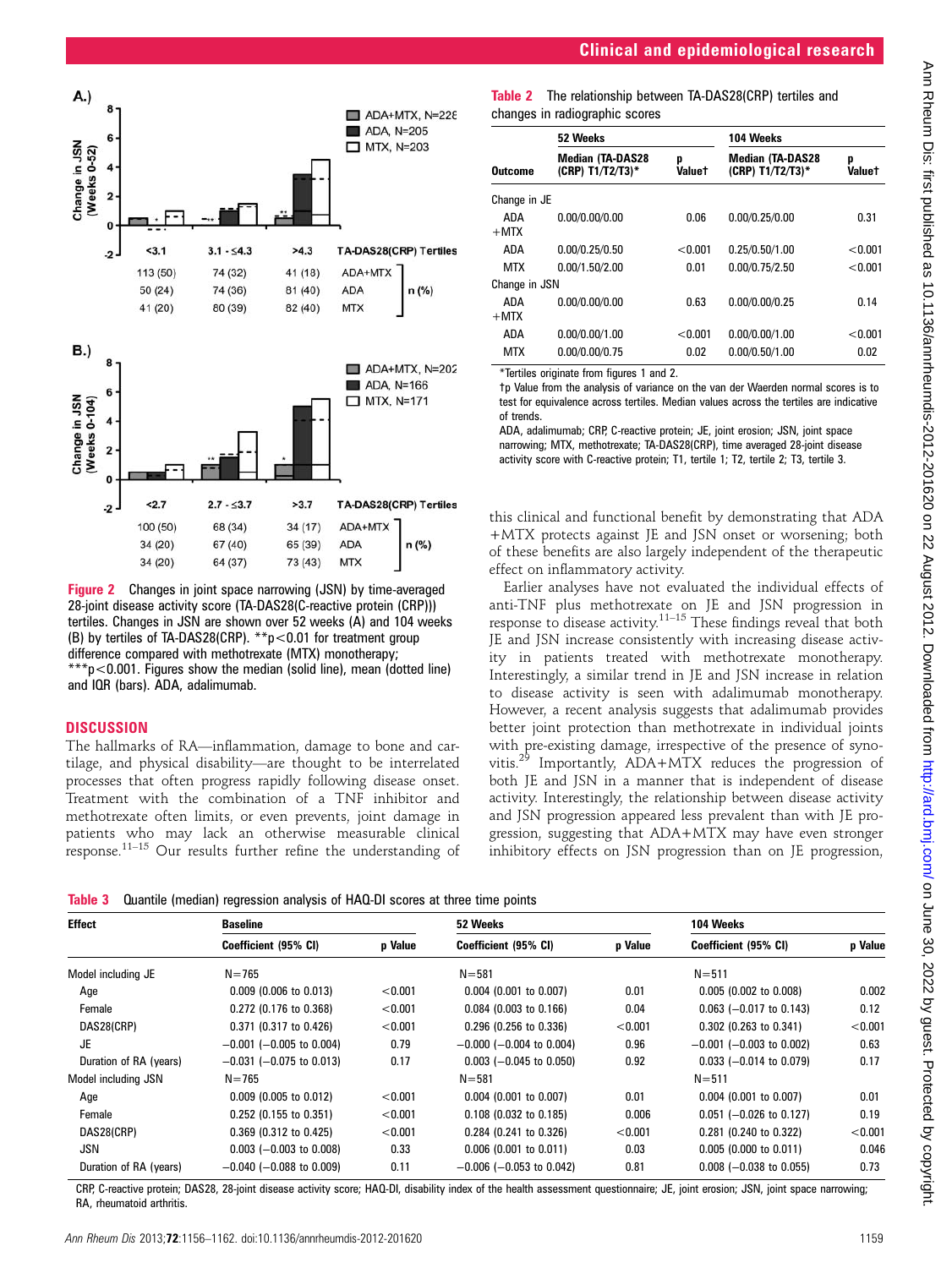A.)

| | <3.1 | 3.1 - ≤4.3 | >4.3 | TA-DAS28(CRP) Tertiles |
|---|---|---|---|---|
| ADA+MTX | 113 (50) | 74 (32) | 41 (18) | n (%) |
| ADA | 50 (24) | 74 (36) | 81 (40) | n (%) |
| MTX | 41 (20) | 80 (39) | 82 (40) | n (%) |

B.)

| | <2.7 | 2.7 - ≤3.7 | >3.7 | TA-DAS28(CRP) Tertiles |
|---|---|---|---|---|
| ADA+MTX | 100 (50) | 68 (34) | 34 (17) | n (%) |
| ADA | 34 (20) | 67 (40) | 65 (39) | n (%) |
| MTX | 34 (20) | 64 (37) | 73 (43) | n (%) |

**Figure 2** Changes in joint space narrowing (JSN) by time-averaged 28-joint disease activity score (TA-DAS28(C-reactive protein (CRP))) tertiles. Changes in JSN are shown over 52 weeks (A) and 104 weeks (B) by tertiles of TA-DAS28(CRP). **p<0.01 for treatment group difference compared with methotrexate (MTX) monotherapy; ***p<0.001. Figures show the median (solid line), mean (dotted line) and IQR (bars). ADA, adalimumab.

## DISCUSSION

The hallmarks of RA—inflammation, damage to bone and cartilage, and physical disability—are thought to be interrelated processes that often progress rapidly following disease onset. Treatment with the combination of a TNF inhibitor and methotrexate often limits, or even prevents, joint damage in patients who may lack an otherwise measurable clinical response.[11–15] Our results further refine the understanding of this clinical and functional benefit by demonstrating that ADA+MTX protects against JE and JSN onset or worsening; both of these benefits are also largely independent of the therapeutic effect on inflammatory activity.

Earlier analyses have not evaluated the individual effects of anti-TNF plus methotrexate on JE and JSN progression in response to disease activity.[11–15] These findings reveal that both JE and JSN increase consistently with increasing disease activity in patients treated with methotrexate monotherapy. Interestingly, a similar trend in JE and JSN increase in relation to disease activity is seen with adalimumab monotherapy. However, a recent analysis suggests that adalimumab provides better joint protection than methotrexate in individual joints with pre-existing damage, irrespective of the presence of synovitis.[29] Importantly, ADA+MTX reduces the progression of both JE and JSN in a manner that is independent of disease activity. Interestingly, the relationship between disease activity and JSN progression appeared less prevalent than with JE progression, suggesting that ADA+MTX may have even stronger inhibitory effects on JSN progression than on JE progression,

**Table 2** The relationship between TA-DAS28(CRP) tertiles and changes in radiographic scores

| Outcome | 52 Weeks Median (TA-DAS28 (CRP) T1/T2/T3)* | 52 Weeks p Value† | 104 Weeks Median (TA-DAS28 (CRP) T1/T2/T3)* | 104 Weeks p Value† |
|---|---|---|---|---|
| Change in JE | | | | |
| ADA+MTX | 0.00/0.00/0.00 | 0.06 | 0.00/0.25/0.00 | 0.31 |
| ADA | 0.00/0.25/0.50 | <0.001 | 0.25/0.50/1.00 | <0.001 |
| MTX | 0.00/1.50/2.00 | 0.01 | 0.00/0.75/2.50 | <0.001 |
| Change in JSN | | | | |
| ADA+MTX | 0.00/0.00/0.00 | 0.63 | 0.00/0.00/0.25 | 0.14 |
| ADA | 0.00/0.00/1.00 | <0.001 | 0.00/0.00/1.00 | <0.001 |
| MTX | 0.00/0.00/0.75 | 0.02 | 0.00/0.50/1.00 | 0.02 |

*Tertiles originate from figures 1 and 2.
†p Value from the analysis of variance on the van der Waerden normal scores is to test for equivalence across tertiles. Median values across the tertiles are indicative of trends.
ADA, adalimumab; CRP, C-reactive protein; JE, joint erosion; JSN, joint space narrowing; MTX, methotrexate; TA-DAS28(CRP), time averaged 28-joint disease activity score with C-reactive protein; T1, tertile 1; T2, tertile 2; T3, tertile 3.

**Table 3** Quantile (median) regression analysis of HAQ-DI scores at three time points

| Effect | Baseline Coefficient (95% CI) | Baseline p Value | 52 Weeks Coefficient (95% CI) | 52 Weeks p Value | 104 Weeks Coefficient (95% CI) | 104 Weeks p Value |
|---|---|---|---|---|---|---|
| Model including JE | N=765 | | N=581 | | N=511 | |
| Age | 0.009 (0.006 to 0.013) | <0.001 | 0.004 (0.001 to 0.007) | 0.01 | 0.005 (0.002 to 0.008) | 0.002 |
| Female | 0.272 (0.176 to 0.368) | <0.001 | 0.084 (0.003 to 0.166) | 0.04 | 0.063 (−0.017 to 0.143) | 0.12 |
| DAS28(CRP) | 0.371 (0.317 to 0.426) | <0.001 | 0.296 (0.256 to 0.336) | <0.001 | 0.302 (0.263 to 0.341) | <0.001 |
| JE | −0.001 (−0.005 to 0.004) | 0.79 | −0.000 (−0.004 to 0.004) | 0.96 | −0.001 (−0.003 to 0.002) | 0.63 |
| Duration of RA (years) | −0.031 (−0.075 to 0.013) | 0.17 | 0.003 (−0.045 to 0.050) | 0.92 | 0.033 (−0.014 to 0.079) | 0.17 |
| Model including JSN | N=765 | | N=581 | | N=511 | |
| Age | 0.009 (0.005 to 0.012) | <0.001 | 0.004 (0.001 to 0.007) | 0.01 | 0.004 (0.001 to 0.007) | 0.01 |
| Female | 0.252 (0.155 to 0.351) | <0.001 | 0.108 (0.032 to 0.185) | 0.006 | 0.051 (−0.026 to 0.127) | 0.19 |
| DAS28(CRP) | 0.369 (0.312 to 0.425) | <0.001 | 0.284 (0.241 to 0.326) | <0.001 | 0.281 (0.240 to 0.322) | <0.001 |
| JSN | 0.003 (−0.003 to 0.008) | 0.33 | 0.006 (0.001 to 0.011) | 0.03 | 0.005 (0.000 to 0.011) | 0.046 |
| Duration of RA (years) | −0.040 (−0.088 to 0.009) | 0.11 | −0.006 (−0.053 to 0.042) | 0.81 | 0.008 (−0.038 to 0.055) | 0.73 |

CRP, C-reactive protein; DAS28, 28-joint disease activity score; HAQ-DI, disability index of the health assessment questionnaire; JE, joint erosion; JSN, joint space narrowing; RA, rheumatoid arthritis.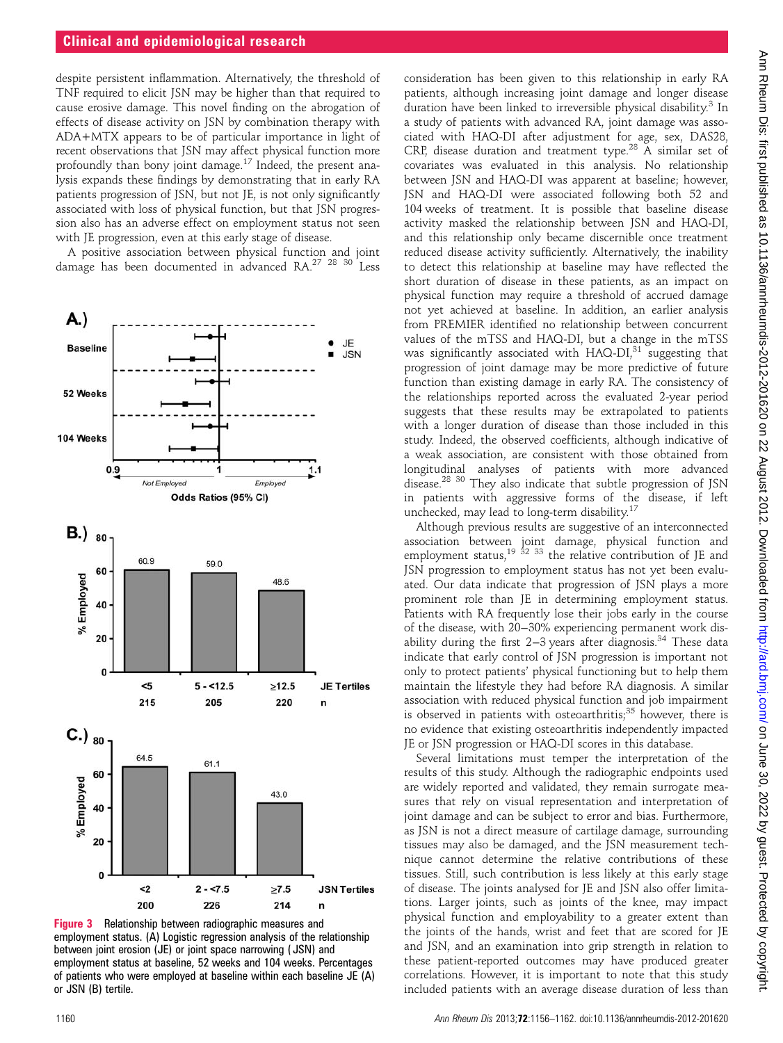despite persistent inflammation. Alternatively, the threshold of TNF required to elicit JSN may be higher than that required to cause erosive damage. This novel finding on the abrogation of effects of disease activity on JSN by combination therapy with ADA+MTX appears to be of particular importance in light of recent observations that JSN may affect physical function more profoundly than bony joint damage.[17] Indeed, the present analysis expands these findings by demonstrating that in early RA patients progression of JSN, but not JE, is not only significantly associated with loss of physical function, but that JSN progression also has an adverse effect on employment status not seen with JE progression, even at this early stage of disease.

A positive association between physical function and joint damage has been documented in advanced RA.[27 28 30] Less consideration has been given to this relationship in early RA patients, although increasing joint damage and longer disease duration have been linked to irreversible physical disability.[3] In a study of patients with advanced RA, joint damage was associated with HAQ-DI after adjustment for age, sex, DAS28, CRP, disease duration and treatment type.[28] A similar set of covariates was evaluated in this analysis. No relationship between JSN and HAQ-DI was apparent at baseline; however, JSN and HAQ-DI were associated following both 52 and 104 weeks of treatment. It is possible that baseline disease activity masked the relationship between JSN and HAQ-DI, and this relationship only became discernible once treatment reduced disease activity sufficiently. Alternatively, the inability to detect this relationship at baseline may have reflected the short duration of disease in these patients, as an impact on physical function may require a threshold of accrued damage not yet achieved at baseline. In addition, an earlier analysis from PREMIER identified no relationship between concurrent values of the mTSS and HAQ-DI, but a change in the mTSS was significantly associated with HAQ-DI,[31] suggesting that progression of joint damage may be more predictive of future function than existing damage in early RA. The consistency of the relationships reported across the evaluated 2-year period suggests that these results may be extrapolated to patients with a longer duration of disease than those included in this study. Indeed, the observed coefficients, although indicative of a weak association, are consistent with those obtained from longitudinal analyses of patients with more advanced disease.[28 30] They also indicate that subtle progression of JSN in patients with aggressive forms of the disease, if left unchecked, may lead to long-term disability.[17]

Although previous results are suggestive of an interconnected association between joint damage, physical function and employment status,[19 32 33] the relative contribution of JE and JSN progression to employment status has not yet been evaluated. Our data indicate that progression of JSN plays a more prominent role than JE in determining employment status. Patients with RA frequently lose their jobs early in the course of the disease, with 20–30% experiencing permanent work disability during the first 2–3 years after diagnosis.[34] These data indicate that early control of JSN progression is important not only to protect patients' physical functioning but to help them maintain the lifestyle they had before RA diagnosis. A similar association with reduced physical function and job impairment is observed in patients with osteoarthritis;[35] however, there is no evidence that existing osteoarthritis independently impacted JE or JSN progression or HAQ-DI scores in this database.

Several limitations must temper the interpretation of the results of this study. Although the radiographic endpoints used are widely reported and validated, they remain surrogate measures that rely on visual representation and interpretation of joint damage and can be subject to error and bias. Furthermore, as JSN is not a direct measure of cartilage damage, surrounding tissues may also be damaged, and the JSN measurement technique cannot determine the relative contributions of these tissues. Still, such contribution is less likely at this early stage of disease. The joints analysed for JE and JSN also offer limitations. Larger joints, such as joints of the knee, may impact physical function and employability to a greater extent than the joints of the hands, wrist and feet that are scored for JE and JSN, and an examination into grip strength in relation to these patient-reported outcomes may have produced greater correlations. However, it is important to note that this study included patients with an average disease duration of less than

**Figure 3** Relationship between radiographic measures and employment status. (A) Logistic regression analysis of the relationship between joint erosion (JE) or joint space narrowing (JSN) and employment status at baseline, 52 weeks and 104 weeks. Percentages of patients who were employed at baseline within each baseline JE (A) or JSN (B) tertile.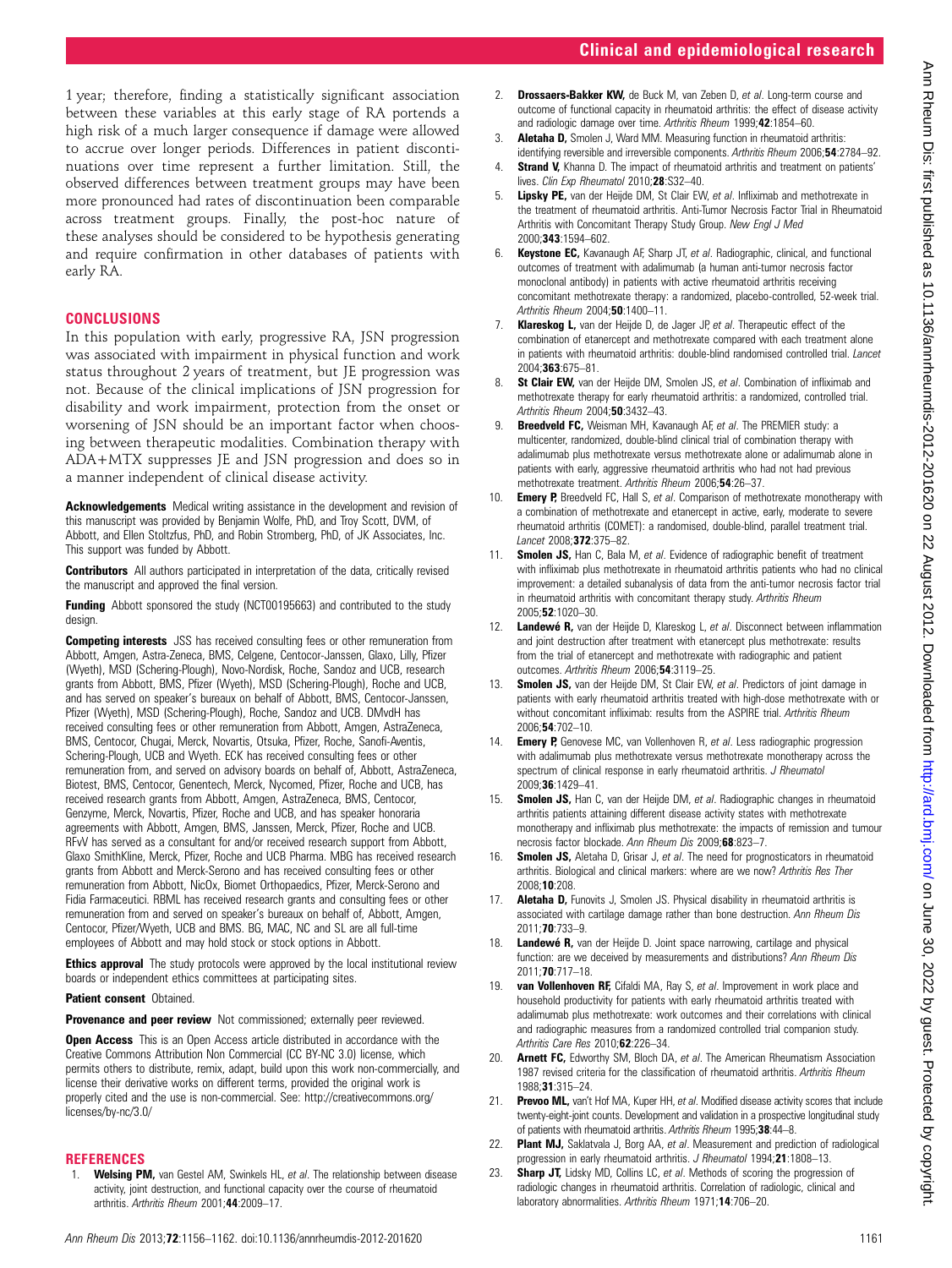1 year; therefore, finding a statistically significant association between these variables at this early stage of RA portends a high risk of a much larger consequence if damage were allowed to accrue over longer periods. Differences in patient discontinuations over time represent a further limitation. Still, the observed differences between treatment groups may have been more pronounced had rates of discontinuation been comparable across treatment groups. Finally, the post-hoc nature of these analyses should be considered to be hypothesis generating and require confirmation in other databases of patients with early RA.

## CONCLUSIONS

In this population with early, progressive RA, JSN progression was associated with impairment in physical function and work status throughout 2 years of treatment, but JE progression was not. Because of the clinical implications of JSN progression for disability and work impairment, protection from the onset or worsening of JSN should be an important factor when choosing between therapeutic modalities. Combination therapy with ADA+MTX suppresses JE and JSN progression and does so in a manner independent of clinical disease activity.

**Acknowledgements** Medical writing assistance in the development and revision of this manuscript was provided by Benjamin Wolfe, PhD, and Troy Scott, DVM, of Abbott, and Ellen Stoltzfus, PhD, and Robin Stromberg, PhD, of JK Associates, Inc. This support was funded by Abbott.

**Contributors** All authors participated in interpretation of the data, critically revised the manuscript and approved the final version.

**Funding** Abbott sponsored the study (NCT00195663) and contributed to the study design.

**Competing interests** JSS has received consulting fees or other remuneration from Abbott, Amgen, Astra-Zeneca, BMS, Celgene, Centocor-Janssen, Glaxo, Lilly, Pfizer (Wyeth), MSD (Schering-Plough), Novo-Nordisk, Roche, Sandoz and UCB, research grants from Abbott, BMS, Pfizer (Wyeth), MSD (Schering-Plough), Roche and UCB, and has served on speaker's bureaux on behalf of Abbott, BMS, Centocor-Janssen, Pfizer (Wyeth), MSD (Schering-Plough), Roche, Sandoz and UCB. DMvdH has received consulting fees or other remuneration from Abbott, Amgen, AstraZeneca, BMS, Centocor, Chugai, Merck, Novartis, Otsuka, Pfizer, Roche, Sanofi-Aventis, Schering-Plough, UCB and Wyeth. ECK has received consulting fees or other remuneration from, and served on advisory boards on behalf of, Abbott, AstraZeneca, Biotest, BMS, Centocor, Genentech, Merck, Nycomed, Pfizer, Roche and UCB, has received research grants from Abbott, Amgen, AstraZeneca, BMS, Centocor, Genzyme, Merck, Novartis, Pfizer, Roche and UCB, and has speaker honoraria agreements with Abbott, Amgen, BMS, Janssen, Merck, Pfizer, Roche and UCB. RFvV has served as a consultant for and/or received research support from Abbott, Glaxo SmithKline, Merck, Pfizer, Roche and UCB Pharma. MBG has received research grants from Abbott and Merck-Serono and has received consulting fees or other remuneration from Abbott, NicOx, Biomet Orthopaedics, Pfizer, Merck-Serono and Fidia Farmaceutici. RBML has received research grants and consulting fees or other remuneration from and served on speaker's bureaux on behalf of, Abbott, Amgen, Centocor, Pfizer/Wyeth, UCB and BMS. BG, MAC, NC and SL are all full-time employees of Abbott and may hold stock or stock options in Abbott.

**Ethics approval** The study protocols were approved by the local institutional review boards or independent ethics committees at participating sites.

**Patient consent** Obtained.

**Provenance and peer review** Not commissioned; externally peer reviewed.

**Open Access** This is an Open Access article distributed in accordance with the Creative Commons Attribution Non Commercial (CC BY-NC 3.0) license, which permits others to distribute, remix, adapt, build upon this work non-commercially, and license their derivative works on different terms, provided the original work is properly cited and the use is non-commercial. See: http://creativecommons.org/licenses/by-nc/3.0/

## REFERENCES

1. **Welsing PM,** van Gestel AM, Swinkels HL, *et al*. The relationship between disease activity, joint destruction, and functional capacity over the course of rheumatoid arthritis. *Arthritis Rheum* 2001;**44**:2009–17.
2. **Drossaers-Bakker KW,** de Buck M, van Zeben D, *et al*. Long-term course and outcome of functional capacity in rheumatoid arthritis: the effect of disease activity and radiologic damage over time. *Arthritis Rheum* 1999;**42**:1854–60.
3. **Aletaha D,** Smolen J, Ward MM. Measuring function in rheumatoid arthritis: identifying reversible and irreversible components. *Arthritis Rheum* 2006;**54**:2784–92.
4. **Strand V,** Khanna D. The impact of rheumatoid arthritis and treatment on patients' lives. *Clin Exp Rheumatol* 2010;**28**:S32–40.
5. **Lipsky PE,** van der Heijde DM, St Clair EW, *et al*. Infliximab and methotrexate in the treatment of rheumatoid arthritis. Anti-Tumor Necrosis Factor Trial in Rheumatoid Arthritis with Concomitant Therapy Study Group. *New Engl J Med* 2000;**343**:1594–602.
6. **Keystone EC,** Kavanaugh AF, Sharp JT, *et al*. Radiographic, clinical, and functional outcomes of treatment with adalimumab (a human anti-tumor necrosis factor monoclonal antibody) in patients with active rheumatoid arthritis receiving concomitant methotrexate therapy: a randomized, placebo-controlled, 52-week trial. *Arthritis Rheum* 2004;**50**:1400–11.
7. **Klareskog L,** van der Heijde D, de Jager JP, *et al*. Therapeutic effect of the combination of etanercept and methotrexate compared with each treatment alone in patients with rheumatoid arthritis: double-blind randomised controlled trial. *Lancet* 2004;**363**:675–81.
8. **St Clair EW,** van der Heijde DM, Smolen JS, *et al*. Combination of infliximab and methotrexate therapy for early rheumatoid arthritis: a randomized, controlled trial. *Arthritis Rheum* 2004;**50**:3432–43.
9. **Breedveld FC,** Weisman MH, Kavanaugh AF, *et al*. The PREMIER study: a multicenter, randomized, double-blind clinical trial of combination therapy with adalimumab plus methotrexate versus methotrexate alone or adalimumab alone in patients with early, aggressive rheumatoid arthritis who had not had previous methotrexate treatment. *Arthritis Rheum* 2006;**54**:26–37.
10. **Emery P,** Breedveld FC, Hall S, *et al*. Comparison of methotrexate monotherapy with a combination of methotrexate and etanercept in active, early, moderate to severe rheumatoid arthritis (COMET): a randomised, double-blind, parallel treatment trial. *Lancet* 2008;**372**:375–82.
11. **Smolen JS,** Han C, Bala M, *et al*. Evidence of radiographic benefit of treatment with infliximab plus methotrexate in rheumatoid arthritis patients who had no clinical improvement: a detailed subanalysis of data from the anti-tumor necrosis factor trial in rheumatoid arthritis with concomitant therapy study. *Arthritis Rheum* 2005;**52**:1020–30.
12. **Landewé R,** van der Heijde D, Klareskog L, *et al*. Disconnect between inflammation and joint destruction after treatment with etanercept plus methotrexate: results from the trial of etanercept and methotrexate with radiographic and patient outcomes. *Arthritis Rheum* 2006;**54**:3119–25.
13. **Smolen JS,** van der Heijde DM, St Clair EW, *et al*. Predictors of joint damage in patients with early rheumatoid arthritis treated with high-dose methotrexate with or without concomitant infliximab: results from the ASPIRE trial. *Arthritis Rheum* 2006;**54**:702–10.
14. **Emery P,** Genovese MC, van Vollenhoven R, *et al*. Less radiographic progression with adalimumab plus methotrexate versus methotrexate monotherapy across the spectrum of clinical response in early rheumatoid arthritis. *J Rheumatol* 2009;**36**:1429–41.
15. **Smolen JS,** Han C, van der Heijde DM, *et al*. Radiographic changes in rheumatoid arthritis patients attaining different disease activity states with methotrexate monotherapy and infliximab plus methotrexate: the impacts of remission and tumour necrosis factor blockade. *Ann Rheum Dis* 2009;**68**:823–7.
16. **Smolen JS,** Aletaha D, Grisar J, *et al*. The need for prognosticators in rheumatoid arthritis. Biological and clinical markers: where are we now? *Arthritis Res Ther* 2008;**10**:208.
17. **Aletaha D,** Funovits J, Smolen JS. Physical disability in rheumatoid arthritis is associated with cartilage damage rather than bone destruction. *Ann Rheum Dis* 2011;**70**:733–9.
18. **Landewé R,** van der Heijde D. Joint space narrowing, cartilage and physical function: are we deceived by measurements and distributions? *Ann Rheum Dis* 2011;**70**:717–18.
19. **van Vollenhoven RF,** Cifaldi MA, Ray S, *et al*. Improvement in work place and household productivity for patients with early rheumatoid arthritis treated with adalimumab plus methotrexate: work outcomes and their correlations with clinical and radiographic measures from a randomized controlled trial companion study. *Arthritis Care Res* 2010;**62**:226–34.
20. **Arnett FC,** Edworthy SM, Bloch DA, *et al*. The American Rheumatism Association 1987 revised criteria for the classification of rheumatoid arthritis. *Arthritis Rheum* 1988;**31**:315–24.
21. **Prevoo ML,** van't Hof MA, Kuper HH, *et al*. Modified disease activity scores that include twenty-eight-joint counts. Development and validation in a prospective longitudinal study of patients with rheumatoid arthritis. *Arthritis Rheum* 1995;**38**:44–8.
22. **Plant MJ,** Saklatvala J, Borg AA, *et al*. Measurement and prediction of radiological progression in early rheumatoid arthritis. *J Rheumatol* 1994;**21**:1808–13.
23. **Sharp JT,** Lidsky MD, Collins LC, *et al*. Methods of scoring the progression of radiologic changes in rheumatoid arthritis. Correlation of radiologic, clinical and laboratory abnormalities. *Arthritis Rheum* 1971;**14**:706–20.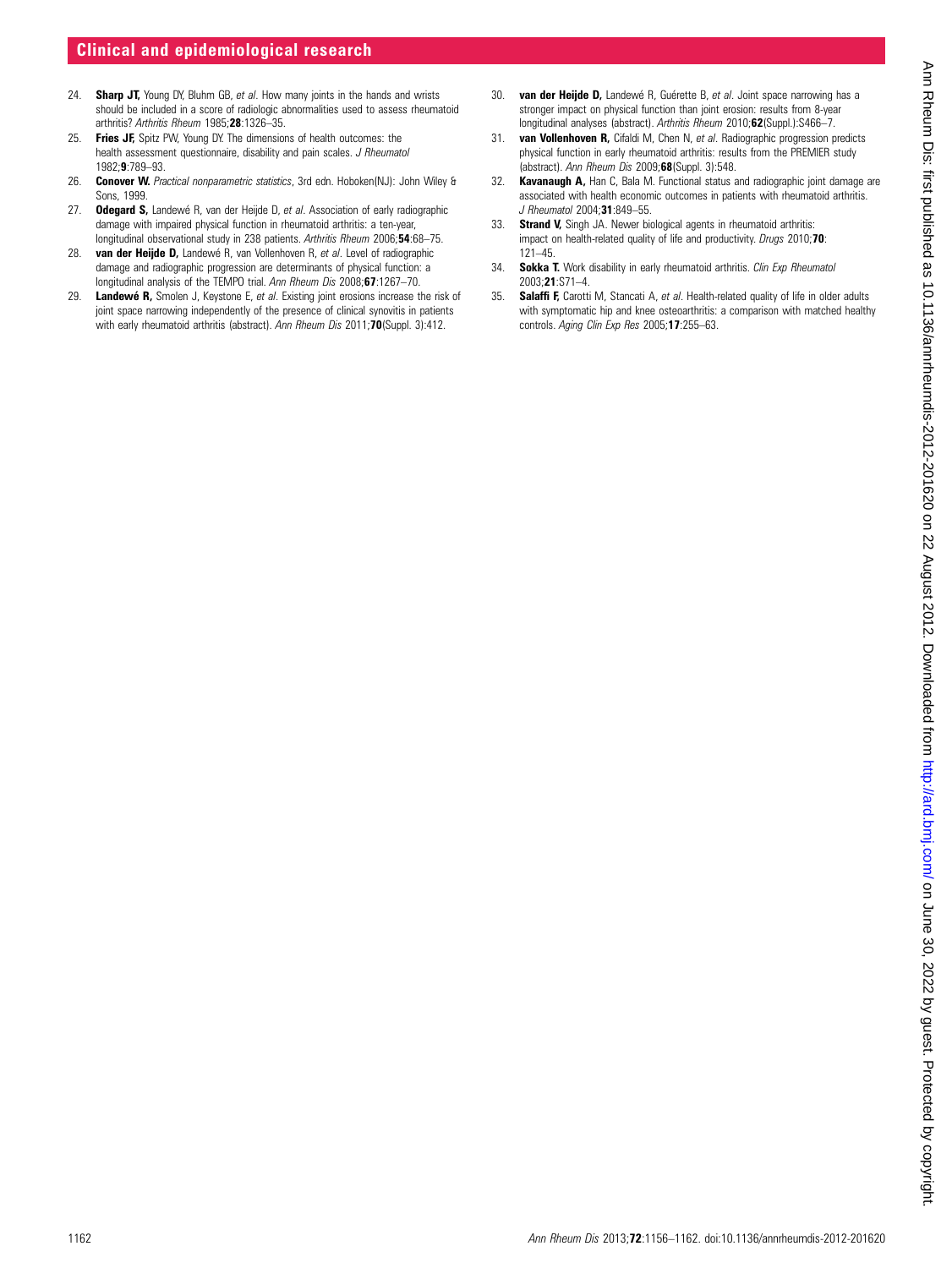24. **Sharp JT,** Young DY, Bluhm GB, *et al*. How many joints in the hands and wrists should be included in a score of radiologic abnormalities used to assess rheumatoid arthritis? *Arthritis Rheum* 1985;**28**:1326–35.
25. **Fries JF,** Spitz PW, Young DY. The dimensions of health outcomes: the health assessment questionnaire, disability and pain scales. *J Rheumatol* 1982;**9**:789–93.
26. **Conover W.** *Practical nonparametric statistics*, 3rd edn. Hoboken(NJ): John Wiley & Sons, 1999.
27. **Odegard S,** Landewé R, van der Heijde D, *et al*. Association of early radiographic damage with impaired physical function in rheumatoid arthritis: a ten-year, longitudinal observational study in 238 patients. *Arthritis Rheum* 2006;**54**:68–75.
28. **van der Heijde D,** Landewé R, van Vollenhoven R, *et al*. Level of radiographic damage and radiographic progression are determinants of physical function: a longitudinal analysis of the TEMPO trial. *Ann Rheum Dis* 2008;**67**:1267–70.
29. **Landewé R,** Smolen J, Keystone E, *et al*. Existing joint erosions increase the risk of joint space narrowing independently of the presence of clinical synovitis in patients with early rheumatoid arthritis (abstract). *Ann Rheum Dis* 2011;**70**(Suppl. 3):412.
30. **van der Heijde D,** Landewé R, Guérette B, *et al*. Joint space narrowing has a stronger impact on physical function than joint erosion: results from 8-year longitudinal analyses (abstract). *Arthritis Rheum* 2010;**62**(Suppl.):S466–7.
31. **van Vollenhoven R,** Cifaldi M, Chen N, *et al*. Radiographic progression predicts physical function in early rheumatoid arthritis: results from the PREMIER study (abstract). *Ann Rheum Dis* 2009;**68**(Suppl. 3):548.
32. **Kavanaugh A,** Han C, Bala M. Functional status and radiographic joint damage are associated with health economic outcomes in patients with rheumatoid arthritis. *J Rheumatol* 2004;**31**:849–55.
33. **Strand V,** Singh JA. Newer biological agents in rheumatoid arthritis: impact on health-related quality of life and productivity. *Drugs* 2010;**70**:121–45.
34. **Sokka T.** Work disability in early rheumatoid arthritis. *Clin Exp Rheumatol* 2003;**21**:S71–4.
35. **Salaffi F,** Carotti M, Stancati A, *et al*. Health-related quality of life in older adults with symptomatic hip and knee osteoarthritis: a comparison with matched healthy controls. *Aging Clin Exp Res* 2005;**17**:255–63.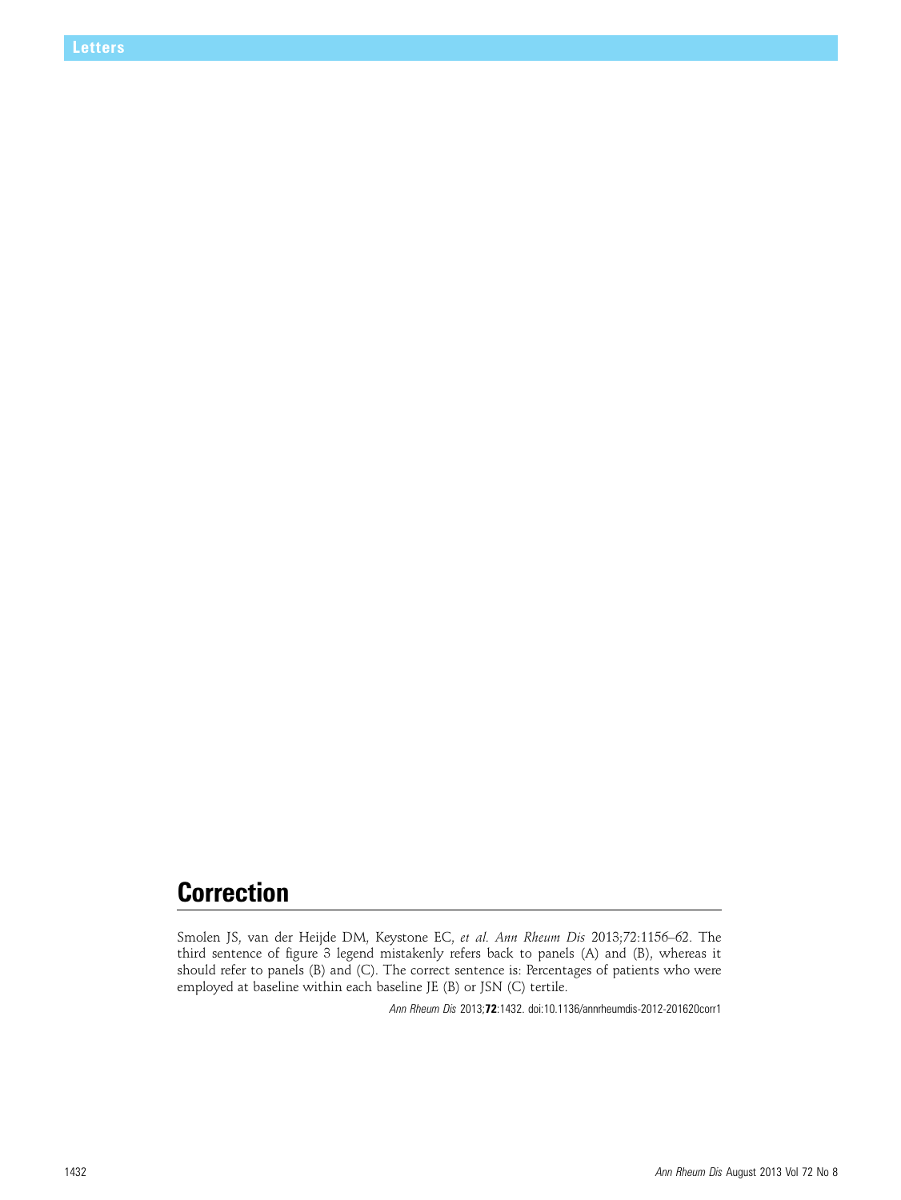# Correction

Smolen JS, van der Heijde DM, Keystone EC, *et al. Ann Rheum Dis* 2013;72:1156–62. The third sentence of figure 3 legend mistakenly refers back to panels (A) and (B), whereas it should refer to panels (B) and (C). The correct sentence is: Percentages of patients who were employed at baseline within each baseline JE (B) or JSN (C) tertile.

*Ann Rheum Dis* 2013;**72**:1432. doi:10.1136/annrheumdis-2012-201620corr1